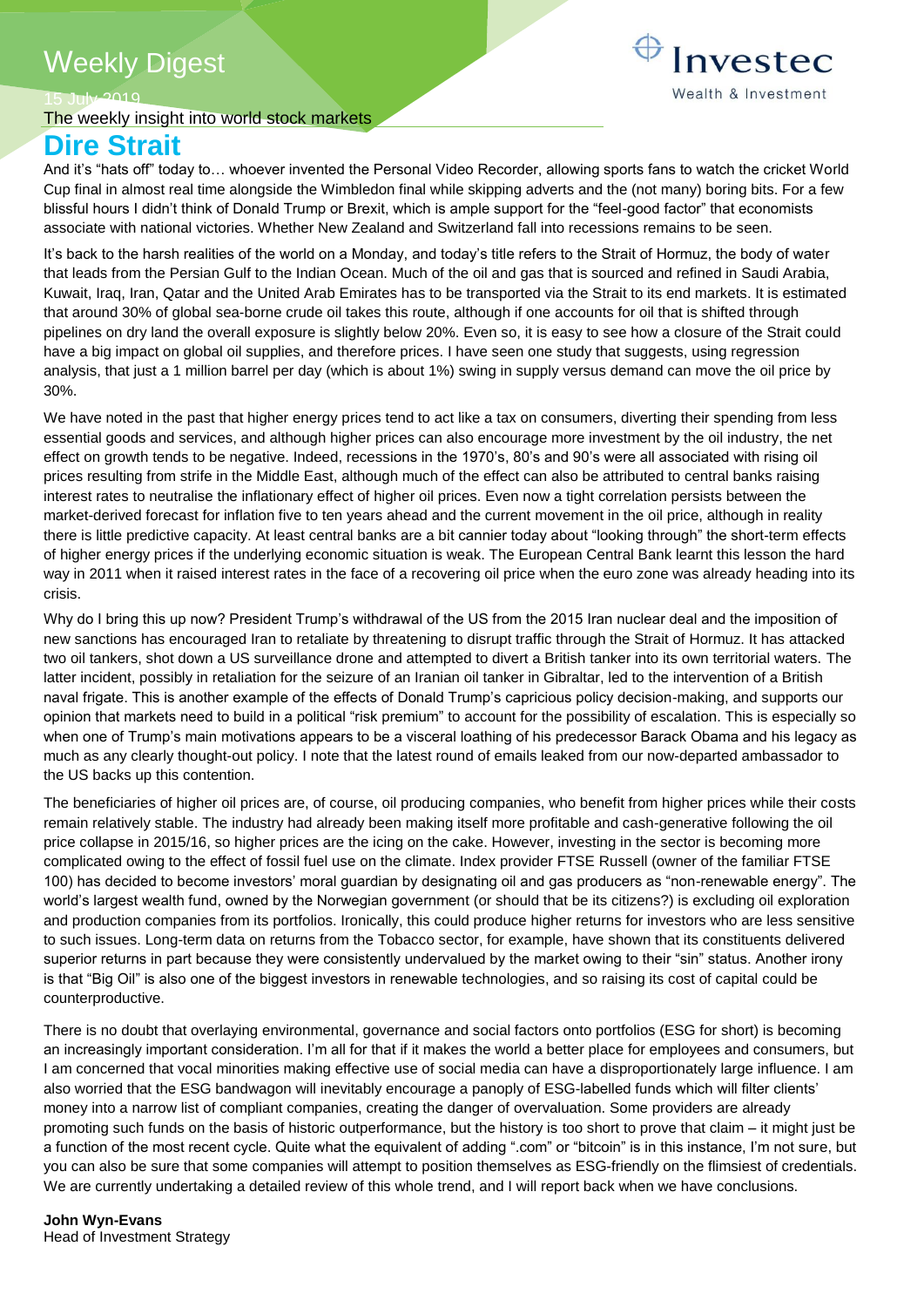# Weekly Digest

15 July 2019

The weekly insight into world stock markets

## Dire Strait

And it's "hats off" today to… whoever invented the Personal Video Recorder, allowing sports fans to watch the cricket World Cup final in almost real time alongside the Wimbledon final while skipping adverts and the (not many) boring bits. For a few blissful hours I didn't think of Donald Trump or Brexit, which is ample support for the "feel-good factor" that economists associate with national victories. Whether New Zealand and Switzerland fall into recessions remains to be seen.

It's back to the harsh realities of the world on a Monday, and today's title refers to the Strait of Hormuz, the body of water that leads from the Persian Gulf to the Indian Ocean. Much of the oil and gas that is sourced and refined in Saudi Arabia, Kuwait, Iraq, Iran, Qatar and the United Arab Emirates has to be transported via the Strait to its end markets. It is estimated that around 30% of global sea-borne crude oil takes this route, although if one accounts for oil that is shifted through pipelines on dry land the overall exposure is slightly below 20%. Even so, it is easy to see how a closure of the Strait could have a big impact on global oil supplies, and therefore prices. I have seen one study that suggests, using regression analysis, that just a 1 million barrel per day (which is about 1%) swing in supply versus demand can move the oil price by 30%.

We have noted in the past that higher energy prices tend to act like a tax on consumers, diverting their spending from less essential goods and services, and although higher prices can also encourage more investment by the oil industry, the net effect on growth tends to be negative. Indeed, recessions in the 1970's, 80's and 90's were all associated with rising oil prices resulting from strife in the Middle East, although much of the effect can also be attributed to central banks raising interest rates to neutralise the inflationary effect of higher oil prices. Even now a tight correlation persists between the market-derived forecast for inflation five to ten years ahead and the current movement in the oil price, although in reality there is little predictive capacity. At least central banks are a bit cannier today about "looking through" the short-term effects of higher energy prices if the underlying economic situation is weak. The European Central Bank learnt this lesson the hard way in 2011 when it raised interest rates in the face of a recovering oil price when the euro zone was already heading into its crisis.

Why do I bring this up now? President Trump's withdrawal of the US from the 2015 Iran nuclear deal and the imposition of new sanctions has encouraged Iran to retaliate by threatening to disrupt traffic through the Strait of Hormuz. It has attacked two oil tankers, shot down a US surveillance drone and attempted to divert a British tanker into its own territorial waters. The latter incident, possibly in retaliation for the seizure of an Iranian oil tanker in Gibraltar, led to the intervention of a British naval frigate. This is another example of the effects of Donald Trump's capricious policy decision-making, and supports our opinion that markets need to build in a political "risk premium" to account for the possibility of escalation. This is especially so when one of Trump's main motivations appears to be a visceral loathing of his predecessor Barack Obama and his legacy as much as any clearly thought-out policy. I note that the latest round of emails leaked from our now-departed ambassador to the US backs up this contention.

The beneficiaries of higher oil prices are, of course, oil producing companies, who benefit from higher prices while their costs remain relatively stable. The industry had already been making itself more profitable and cash-generative following the oil price collapse in 2015/16, so higher prices are the icing on the cake. However, investing in the sector is becoming more complicated owing to the effect of fossil fuel use on the climate. Index provider FTSE Russell (owner of the familiar FTSE 100) has decided to become investors' moral guardian by designating oil and gas producers as "non-renewable energy". The world's largest wealth fund, owned by the Norwegian government (or should that be its citizens?) is excluding oil exploration and production companies from its portfolios. Ironically, this could produce higher returns for investors who are less sensitive to such issues. Long-term data on returns from the Tobacco sector, for example, have shown that its constituents delivered superior returns in part because they were consistently undervalued by the market owing to their "sin" status. Another irony is that "Big Oil" is also one of the biggest investors in renewable technologies, and so raising its cost of capital could be counterproductive.

There is no doubt that overlaying environmental, governance and social factors onto portfolios (ESG for short) is becoming an increasingly important consideration. I'm all for that if it makes the world a better place for employees and consumers, but I am concerned that vocal minorities making effective use of social media can have a disproportionately large influence. I am also worried that the ESG bandwagon will inevitably encourage a panoply of ESG-labelled funds which will filter clients' money into a narrow list of compliant companies, creating the danger of overvaluation. Some providers are already promoting such funds on the basis of historic outperformance, but the history is too short to prove that claim – it might just be a function of the most recent cycle. Quite what the equivalent of adding ".com" or "bitcoin" is in this instance, I'm not sure, but you can also be sure that some companies will attempt to position themselves as ESG-friendly on the flimsiest of credentials. We are currently undertaking a detailed review of this whole trend, and I will report back when we have conclusions.

**John Wyn-Evans**
Head of Investment Strategy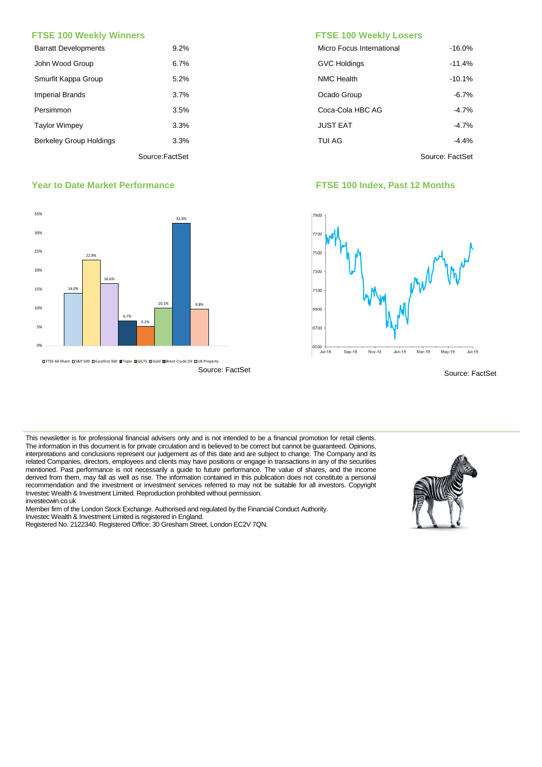## FTSE 100 Weekly Winners

| | |
|---|---|
| Barratt Developments | 9.2% |
| John Wood Group | 6.7% |
| Smurfit Kappa Group | 5.2% |
| Imperial Brands | 3.7% |
| Persimmon | 3.5% |
| Taylor Wimpey | 3.3% |
| Berkeley Group Holdings | 3.3% |

Source:FactSet

## FTSE 100 Weekly Losers

| | |
|---|---|
| Micro Focus International | -16.0% |
| GVC Holdings | -11.4% |
| NMC Health | -10.1% |
| Ocado Group | -6.7% |
| Coca-Cola HBC AG | -4.7% |
| JUST EAT | -4.7% |
| TUI AG | -4.4% |

Source: FactSet

## Year to Date Market Performance

35%
30%
25%
20%
15%
10%
5%
0%

14.0%
22.8%
16.6%
6.7%
5.2%
10.1%
32.6%
9.8%

FTSE All-Share, S&P 500, Eurofirst 300, Topix, GILTS, Gold, Brent Crude Oil, UK Property

Source: FactSet

## FTSE 100 Index, Past 12 Months

7900
7700
7500
7300
7100
6900
6700
6500

Jul-18, Sep-18, Nov-18, Jan-19, Mar-19, May-19, Jul-19

Source: FactSet

This newsletter is for professional financial advisers only and is not intended to be a financial promotion for retail clients. The information in this document is for private circulation and is believed to be correct but cannot be guaranteed. Opinions, interpretations and conclusions represent our judgement as of this date and are subject to change. The Company and its related Companies, directors, employees and clients may have positions or engage in transactions in any of the securities mentioned. Past performance is not necessarily a guide to future performance. The value of shares, and the income derived from them, may fall as well as rise. The information contained in this publication does not constitute a personal recommendation and the investment or investment services referred to may not be suitable for all investors. Copyright Investec Wealth & Investment Limited. Reproduction prohibited without permission.
investecwin.co.uk
Member firm of the London Stock Exchange. Authorised and regulated by the Financial Conduct Authority.
Investec Wealth & Investment Limited is registered in England.
Registered No. 2122340. Registered Office: 30 Gresham Street, London EC2V 7QN.